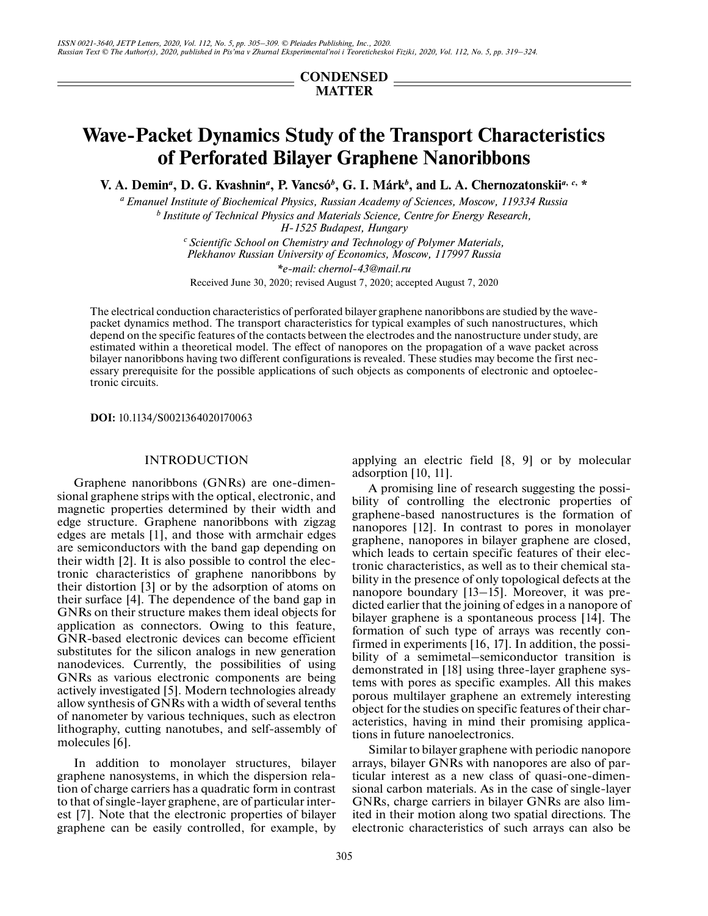CONDENSED MATTER

# Wave-Packet Dynamics Study of the Transport Characteristics of Perforated Bilayer Graphene Nanoribbons

**V. A. Demin[a], D. G. Kvashnin[a], P. Vancsó[b], G. I. Márk[b], and L. A. Chernozatonskii[a, c, *]**

*[a] Emanuel Institute of Biochemical Physics, Russian Academy of Sciences, Moscow, 119334 Russia*

*[b] Institute of Technical Physics and Materials Science, Centre for Energy Research, H-1525 Budapest, Hungary*

*[c] Scientific School on Chemistry and Technology of Polymer Materials, Plekhanov Russian University of Economics, Moscow, 117997 Russia*

*\*e-mail: chernol-43@mail.ru*

Received June 30, 2020; revised August 7, 2020; accepted August 7, 2020

The electrical conduction characteristics of perforated bilayer graphene nanoribbons are studied by the wave-packet dynamics method. The transport characteristics for typical examples of such nanostructures, which depend on the specific features of the contacts between the electrodes and the nanostructure under study, are estimated within a theoretical model. The effect of nanopores on the propagation of a wave packet across bilayer nanoribbons having two different configurations is revealed. These studies may become the first necessary prerequisite for the possible applications of such objects as components of electronic and optoelectronic circuits.

**DOI:** 10.1134/S0021364020170063

## INTRODUCTION

Graphene nanoribbons (GNRs) are one-dimensional graphene strips with the optical, electronic, and magnetic properties determined by their width and edge structure. Graphene nanoribbons with zigzag edges are metals [1], and those with armchair edges are semiconductors with the band gap depending on their width [2]. It is also possible to control the electronic characteristics of graphene nanoribbons by their distortion [3] or by the adsorption of atoms on their surface [4]. The dependence of the band gap in GNRs on their structure makes them ideal objects for application as connectors. Owing to this feature, GNR-based electronic devices can become efficient substitutes for the silicon analogs in new generation nanodevices. Currently, the possibilities of using GNRs as various electronic components are being actively investigated [5]. Modern technologies already allow synthesis of GNRs with a width of several tenths of nanometer by various techniques, such as electron lithography, cutting nanotubes, and self-assembly of molecules [6].

In addition to monolayer structures, bilayer graphene nanosystems, in which the dispersion relation of charge carriers has a quadratic form in contrast to that of single-layer graphene, are of particular interest [7]. Note that the electronic properties of bilayer graphene can be easily controlled, for example, by applying an electric field [8, 9] or by molecular adsorption [10, 11].

A promising line of research suggesting the possibility of controlling the electronic properties of graphene-based nanostructures is the formation of nanopores [12]. In contrast to pores in monolayer graphene, nanopores in bilayer graphene are closed, which leads to certain specific features of their electronic characteristics, as well as to their chemical stability in the presence of only topological defects at the nanopore boundary [13–15]. Moreover, it was predicted earlier that the joining of edges in a nanopore of bilayer graphene is a spontaneous process [14]. The formation of such type of arrays was recently confirmed in experiments [16, 17]. In addition, the possibility of a semimetal–semiconductor transition is demonstrated in [18] using three-layer graphene systems with pores as specific examples. All this makes porous multilayer graphene an extremely interesting object for the studies on specific features of their characteristics, having in mind their promising applications in future nanoelectronics.

Similar to bilayer graphene with periodic nanopore arrays, bilayer GNRs with nanopores are also of particular interest as a new class of quasi-one-dimensional carbon materials. As in the case of single-layer GNRs, charge carriers in bilayer GNRs are also limited in their motion along two spatial directions. The electronic characteristics of such arrays can also be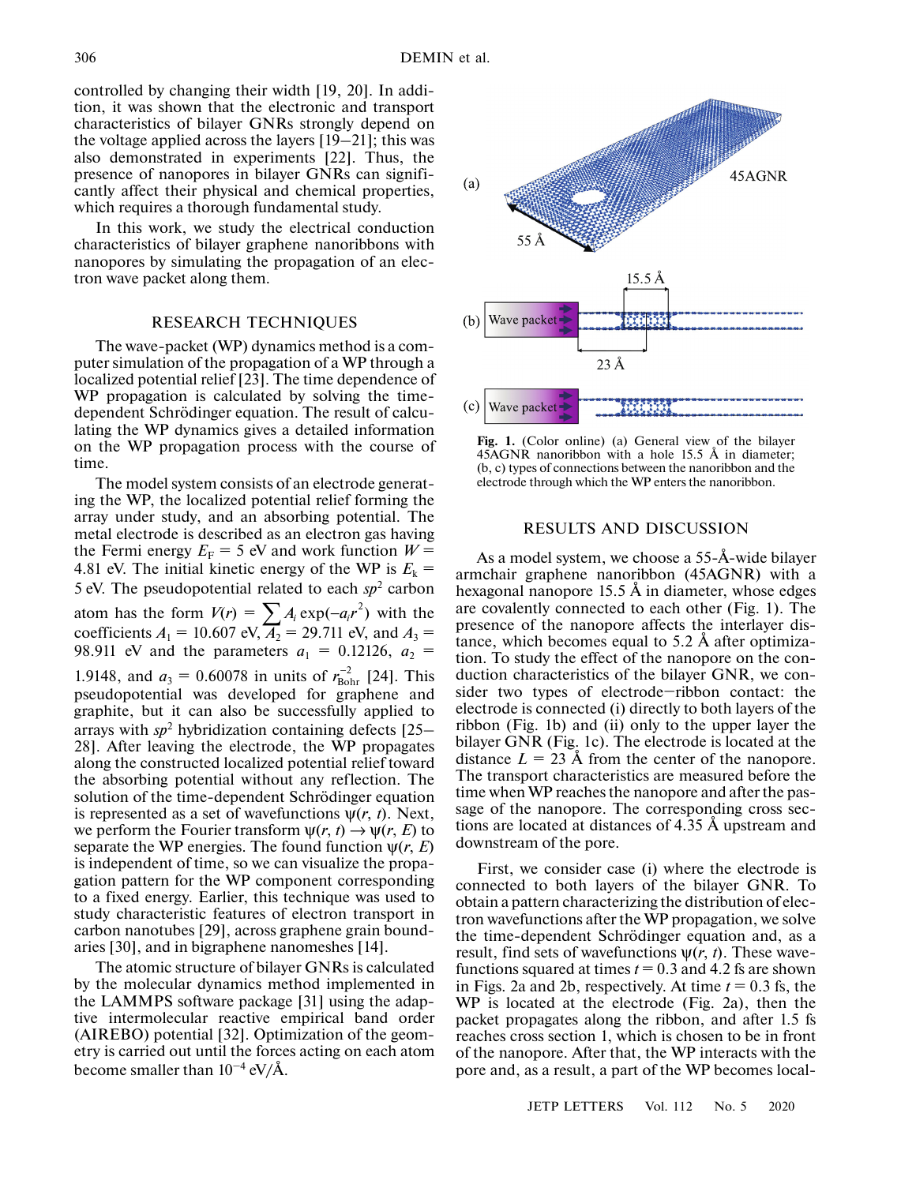controlled by changing their width [19, 20]. In addition, it was shown that the electronic and transport characteristics of bilayer GNRs strongly depend on the voltage applied across the layers [19–21]; this was also demonstrated in experiments [22]. Thus, the presence of nanopores in bilayer GNRs can significantly affect their physical and chemical properties, which requires a thorough fundamental study.

In this work, we study the electrical conduction characteristics of bilayer graphene nanoribbons with nanopores by simulating the propagation of an electron wave packet along them.

## RESEARCH TECHNIQUES

The wave-packet (WP) dynamics method is a computer simulation of the propagation of a WP through a localized potential relief [23]. The time dependence of WP propagation is calculated by solving the time-dependent Schrödinger equation. The result of calculating the WP dynamics gives a detailed information on the WP propagation process with the course of time.

The model system consists of an electrode generating the WP, the localized potential relief forming the array under study, and an absorbing potential. The metal electrode is described as an electron gas having the Fermi energy $E_F = 5$ eV and work function $W = 4.81$ eV. The initial kinetic energy of the WP is $E_k = 5$ eV. The pseudopotential related to each $sp^2$ carbon atom has the form $V(r) = \sum A_i \exp(-a_i r^2)$ with the coefficients $A_1 = 10.607$ eV, $A_2 = 29.711$ eV, and $A_3 = 98.911$ eV and the parameters $a_1 = 0.12126$, $a_2 = 1.9148$, and $a_3 = 0.60078$ in units of $r_{\text{Bohr}}^{-2}$ [24]. This pseudopotential was developed for graphene and graphite, but it can also be successfully applied to arrays with $sp^2$ hybridization containing defects [25–28]. After leaving the electrode, the WP propagates along the constructed localized potential relief toward the absorbing potential without any reflection. The solution of the time-dependent Schrödinger equation is represented as a set of wavefunctions $\psi(r, t)$. Next, we perform the Fourier transform $\psi(r, t) \to \psi(r, E)$ to separate the WP energies. The found function $\psi(r, E)$ is independent of time, so we can visualize the propagation pattern for the WP component corresponding to a fixed energy. Earlier, this technique was used to study characteristic features of electron transport in carbon nanotubes [29], across graphene grain boundaries [30], and in bigraphene nanomeshes [14].

The atomic structure of bilayer GNRs is calculated by the molecular dynamics method implemented in the LAMMPS software package [31] using the adaptive intermolecular reactive empirical band order (AIREBO) potential [32]. Optimization of the geometry is carried out until the forces acting on each atom become smaller than $10^{-4}$ eV/Å.

**Fig. 1.** (Color online) (a) General view of the bilayer 45AGNR nanoribbon with a hole 15.5 Å in diameter; (b, c) types of connections between the nanoribbon and the electrode through which the WP enters the nanoribbon.

## RESULTS AND DISCUSSION

As a model system, we choose a 55-Å-wide bilayer armchair graphene nanoribbon (45AGNR) with a hexagonal nanopore 15.5 Å in diameter, whose edges are covalently connected to each other (Fig. 1). The presence of the nanopore affects the interlayer distance, which becomes equal to 5.2 Å after optimization. To study the effect of the nanopore on the conduction characteristics of the bilayer GNR, we consider two types of electrode–ribbon contact: the electrode is connected (i) directly to both layers of the ribbon (Fig. 1b) and (ii) only to the upper layer the bilayer GNR (Fig. 1c). The electrode is located at the distance $L = 23$ Å from the center of the nanopore. The transport characteristics are measured before the time when WP reaches the nanopore and after the passage of the nanopore. The corresponding cross sections are located at distances of 4.35 Å upstream and downstream of the pore.

First, we consider case (i) where the electrode is connected to both layers of the bilayer GNR. To obtain a pattern characterizing the distribution of electron wavefunctions after the WP propagation, we solve the time-dependent Schrödinger equation and, as a result, find sets of wavefunctions $\psi(r, t)$. These wavefunctions squared at times $t = 0.3$ and 4.2 fs are shown in Figs. 2a and 2b, respectively. At time $t = 0.3$ fs, the WP is located at the electrode (Fig. 2a), then the packet propagates along the ribbon, and after 1.5 fs reaches cross section 1, which is chosen to be in front of the nanopore. After that, the WP interacts with the pore and, as a result, a part of the WP becomes local-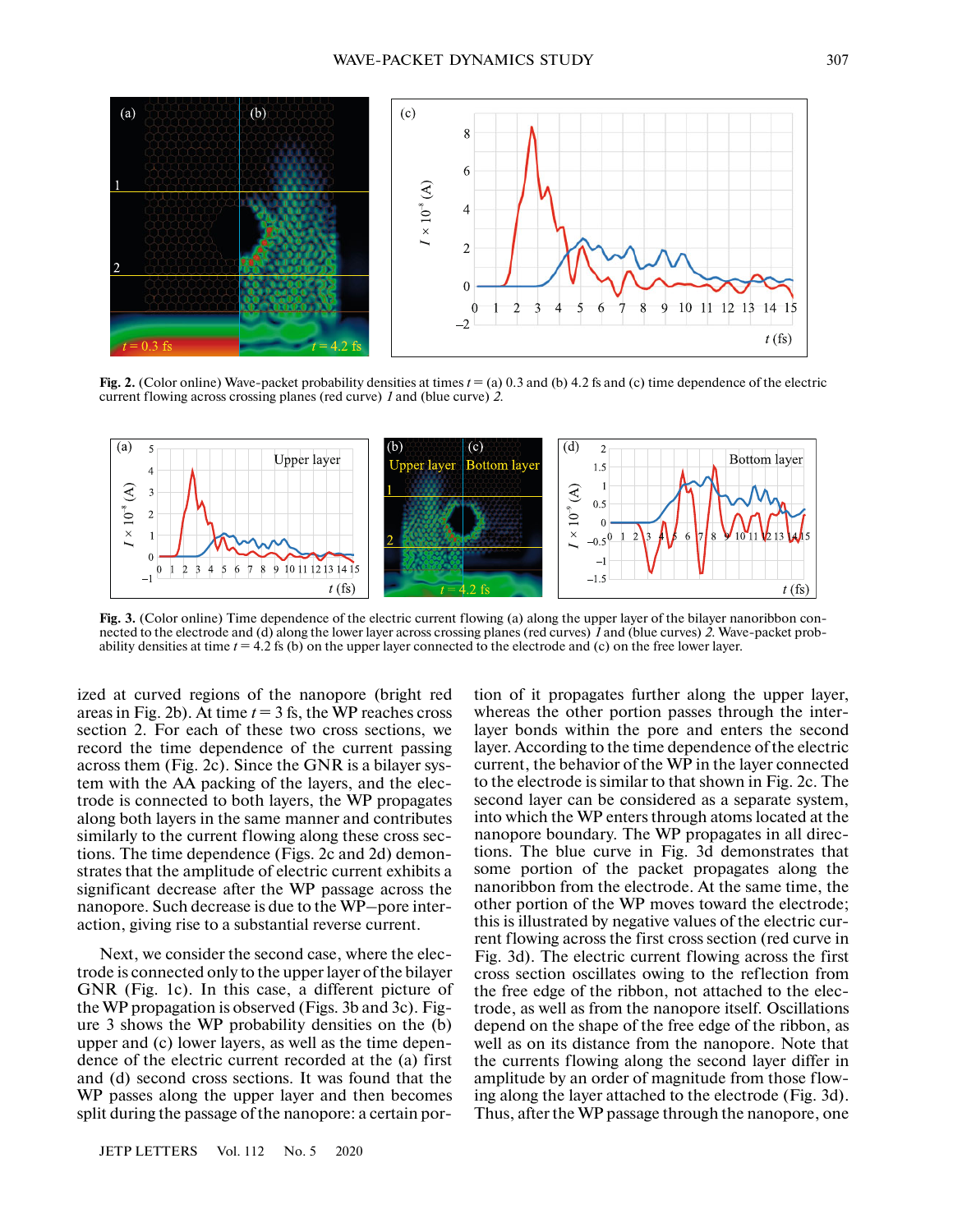Fig. 2. (Color online) Wave-packet probability densities at times $t$ = (a) 0.3 and (b) 4.2 fs and (c) time dependence of the electric current flowing across crossing planes (red curve) *1* and (blue curve) *2*.

Fig. 3. (Color online) Time dependence of the electric current flowing (a) along the upper layer of the bilayer nanoribbon connected to the electrode and (d) along the lower layer across crossing planes (red curves) *1* and (blue curves) *2*. Wave-packet probability densities at time $t$ = 4.2 fs (b) on the upper layer connected to the electrode and (c) on the free lower layer.

ized at curved regions of the nanopore (bright red areas in Fig. 2b). At time $t$ = 3 fs, the WP reaches cross section 2. For each of these two cross sections, we record the time dependence of the current passing across them (Fig. 2c). Since the GNR is a bilayer system with the AA packing of the layers, and the electrode is connected to both layers, the WP propagates along both layers in the same manner and contributes similarly to the current flowing along these cross sections. The time dependence (Figs. 2c and 2d) demonstrates that the amplitude of electric current exhibits a significant decrease after the WP passage across the nanopore. Such decrease is due to the WP–pore interaction, giving rise to a substantial reverse current.

Next, we consider the second case, where the electrode is connected only to the upper layer of the bilayer GNR (Fig. 1c). In this case, a different picture of the WP propagation is observed (Figs. 3b and 3c). Figure 3 shows the WP probability densities on the (b) upper and (c) lower layers, as well as the time dependence of the electric current recorded at the (a) first and (d) second cross sections. It was found that the WP passes along the upper layer and then becomes split during the passage of the nanopore: a certain portion of it propagates further along the upper layer, whereas the other portion passes through the interlayer bonds within the pore and enters the second layer. According to the time dependence of the electric current, the behavior of the WP in the layer connected to the electrode is similar to that shown in Fig. 2c. The second layer can be considered as a separate system, into which the WP enters through atoms located at the nanopore boundary. The WP propagates in all directions. The blue curve in Fig. 3d demonstrates that some portion of the packet propagates along the nanoribbon from the electrode. At the same time, the other portion of the WP moves toward the electrode; this is illustrated by negative values of the electric current flowing across the first cross section (red curve in Fig. 3d). The electric current flowing across the first cross section oscillates owing to the reflection from the free edge of the ribbon, not attached to the electrode, as well as from the nanopore itself. Oscillations depend on the shape of the free edge of the ribbon, as well as on its distance from the nanopore. Note that the currents flowing along the second layer differ in amplitude by an order of magnitude from those flowing along the layer attached to the electrode (Fig. 3d). Thus, after the WP passage through the nanopore, one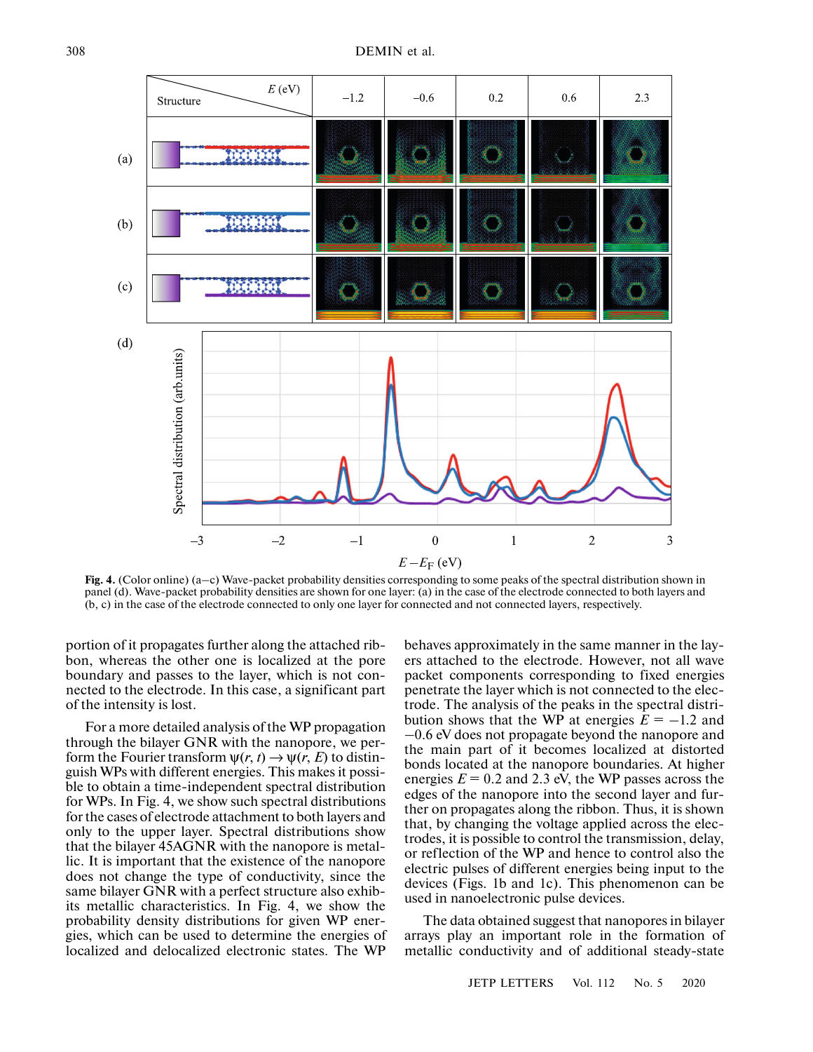**Fig. 4.** (Color online) (a–c) Wave-packet probability densities corresponding to some peaks of the spectral distribution shown in panel (d). Wave-packet probability densities are shown for one layer: (a) in the case of the electrode connected to both layers and (b, c) in the case of the electrode connected to only one layer for connected and not connected layers, respectively.

portion of it propagates further along the attached ribbon, whereas the other one is localized at the pore boundary and passes to the layer, which is not connected to the electrode. In this case, a significant part of the intensity is lost.

For a more detailed analysis of the WP propagation through the bilayer GNR with the nanopore, we perform the Fourier transform $\psi(r, t) \rightarrow \psi(r, E)$ to distinguish WPs with different energies. This makes it possible to obtain a time-independent spectral distribution for WPs. In Fig. 4, we show such spectral distributions for the cases of electrode attachment to both layers and only to the upper layer. Spectral distributions show that the bilayer 45AGNR with the nanopore is metallic. It is important that the existence of the nanopore does not change the type of conductivity, since the same bilayer GNR with a perfect structure also exhibits metallic characteristics. In Fig. 4, we show the probability density distributions for given WP energies, which can be used to determine the energies of localized and delocalized electronic states. The WP behaves approximately in the same manner in the layers attached to the electrode. However, not all wave packet components corresponding to fixed energies penetrate the layer which is not connected to the electrode. The analysis of the peaks in the spectral distribution shows that the WP at energies $E = -1.2$ and $-0.6$ eV does not propagate beyond the nanopore and the main part of it becomes localized at distorted bonds located at the nanopore boundaries. At higher energies $E = 0.2$ and 2.3 eV, the WP passes across the edges of the nanopore into the second layer and further on propagates along the ribbon. Thus, it is shown that, by changing the voltage applied across the electrodes, it is possible to control the transmission, delay, or reflection of the WP and hence to control also the electric pulses of different energies being input to the devices (Figs. 1b and 1c). This phenomenon can be used in nanoelectronic pulse devices.

The data obtained suggest that nanopores in bilayer arrays play an important role in the formation of metallic conductivity and of additional steady-state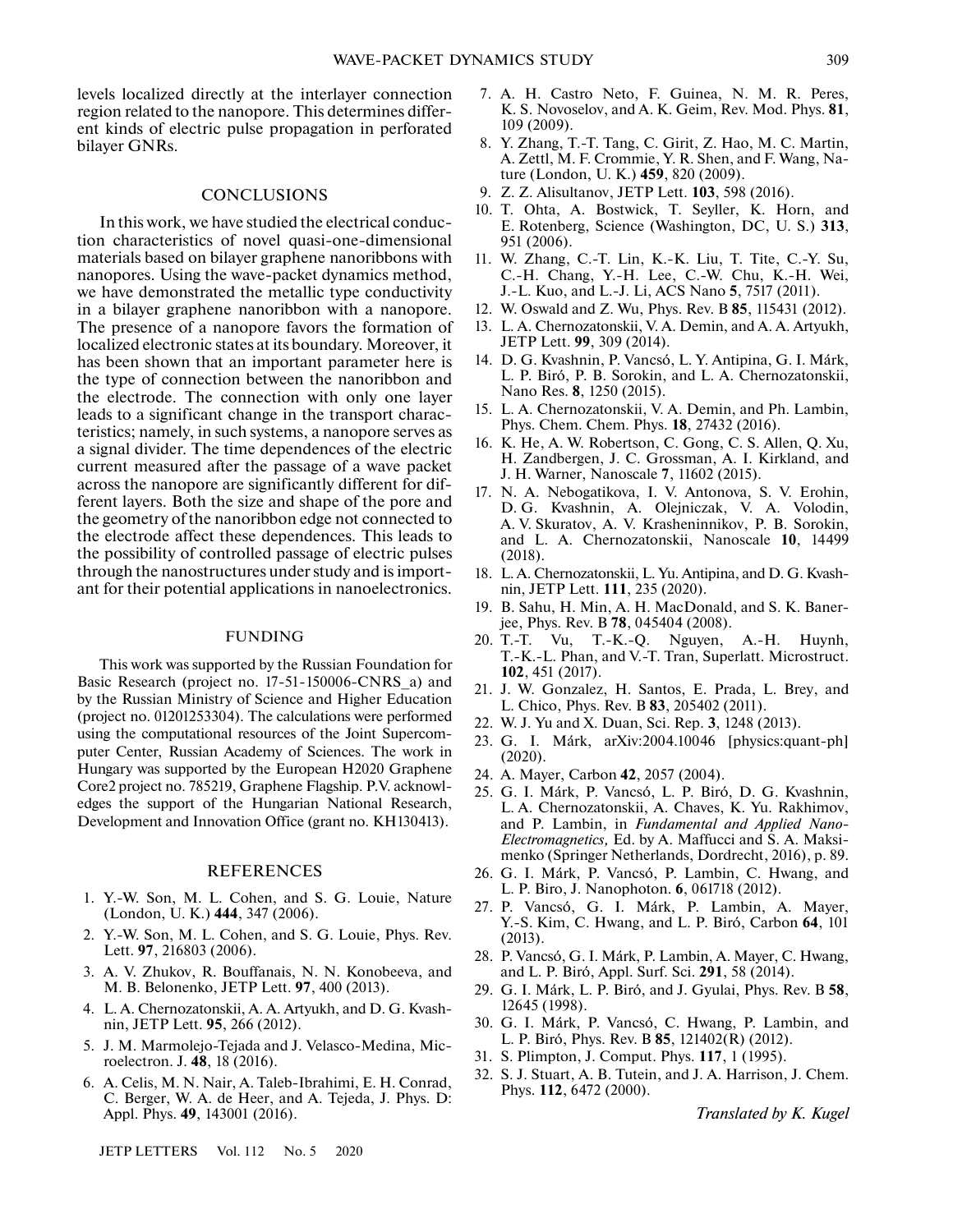levels localized directly at the interlayer connection region related to the nanopore. This determines different kinds of electric pulse propagation in perforated bilayer GNRs.

## CONCLUSIONS

In this work, we have studied the electrical conduction characteristics of novel quasi-one-dimensional materials based on bilayer graphene nanoribbons with nanopores. Using the wave-packet dynamics method, we have demonstrated the metallic type conductivity in a bilayer graphene nanoribbon with a nanopore. The presence of a nanopore favors the formation of localized electronic states at its boundary. Moreover, it has been shown that an important parameter here is the type of connection between the nanoribbon and the electrode. The connection with only one layer leads to a significant change in the transport characteristics; namely, in such systems, a nanopore serves as a signal divider. The time dependences of the electric current measured after the passage of a wave packet across the nanopore are significantly different for different layers. Both the size and shape of the pore and the geometry of the nanoribbon edge not connected to the electrode affect these dependences. This leads to the possibility of controlled passage of electric pulses through the nanostructures under study and is important for their potential applications in nanoelectronics.

## FUNDING

This work was supported by the Russian Foundation for Basic Research (project no. 17-51-150006-CNRS_a) and by the Russian Ministry of Science and Higher Education (project no. 01201253304). The calculations were performed using the computational resources of the Joint Supercomputer Center, Russian Academy of Sciences. The work in Hungary was supported by the European H2020 Graphene Core2 project no. 785219, Graphene Flagship. P.V. acknowledges the support of the Hungarian National Research, Development and Innovation Office (grant no. KH130413).

## REFERENCES

1. Y.-W. Son, M. L. Cohen, and S. G. Louie, Nature (London, U. K.) **444**, 347 (2006).
2. Y.-W. Son, M. L. Cohen, and S. G. Louie, Phys. Rev. Lett. **97**, 216803 (2006).
3. A. V. Zhukov, R. Bouffanais, N. N. Konobeeva, and M. B. Belonenko, JETP Lett. **97**, 400 (2013).
4. L. A. Chernozatonskii, A. A. Artyukh, and D. G. Kvashnin, JETP Lett. **95**, 266 (2012).
5. J. M. Marmolejo-Tejada and J. Velasco-Medina, Microelectron. J. **48**, 18 (2016).
6. A. Celis, M. N. Nair, A. Taleb-Ibrahimi, E. H. Conrad, C. Berger, W. A. de Heer, and A. Tejeda, J. Phys. D: Appl. Phys. **49**, 143001 (2016).
7. A. H. Castro Neto, F. Guinea, N. M. R. Peres, K. S. Novoselov, and A. K. Geim, Rev. Mod. Phys. **81**, 109 (2009).
8. Y. Zhang, T.-T. Tang, C. Girit, Z. Hao, M. C. Martin, A. Zettl, M. F. Crommie, Y. R. Shen, and F. Wang, Nature (London, U. K.) **459**, 820 (2009).
9. Z. Z. Alisultanov, JETP Lett. **103**, 598 (2016).
10. T. Ohta, A. Bostwick, T. Seyller, K. Horn, and E. Rotenberg, Science (Washington, DC, U. S.) **313**, 951 (2006).
11. W. Zhang, C.-T. Lin, K.-K. Liu, T. Tite, C.-Y. Su, C.-H. Chang, Y.-H. Lee, C.-W. Chu, K.-H. Wei, J.-L. Kuo, and L.-J. Li, ACS Nano **5**, 7517 (2011).
12. W. Oswald and Z. Wu, Phys. Rev. B **85**, 115431 (2012).
13. L. A. Chernozatonskii, V. A. Demin, and A. A. Artyukh, JETP Lett. **99**, 309 (2014).
14. D. G. Kvashnin, P. Vancsó, L. Y. Antipina, G. I. Márk, L. P. Biró, P. B. Sorokin, and L. A. Chernozatonskii, Nano Res. **8**, 1250 (2015).
15. L. A. Chernozatonskii, V. A. Demin, and Ph. Lambin, Phys. Chem. Chem. Phys. **18**, 27432 (2016).
16. K. He, A. W. Robertson, C. Gong, C. S. Allen, Q. Xu, H. Zandbergen, J. C. Grossman, A. I. Kirkland, and J. H. Warner, Nanoscale **7**, 11602 (2015).
17. N. A. Nebogatikova, I. V. Antonova, S. V. Erohin, D. G. Kvashnin, A. Olejniczak, V. A. Volodin, A. V. Skuratov, A. V. Krasheninnikov, P. B. Sorokin, and L. A. Chernozatonskii, Nanoscale **10**, 14499 (2018).
18. L. A. Chernozatonskii, L. Yu. Antipina, and D. G. Kvashnin, JETP Lett. **111**, 235 (2020).
19. B. Sahu, H. Min, A. H. MacDonald, and S. K. Banerjee, Phys. Rev. B **78**, 045404 (2008).
20. T.-T. Vu, T.-K.-Q. Nguyen, A.-H. Huynh, T.-K.-L. Phan, and V.-T. Tran, Superlatt. Microstruct. **102**, 451 (2017).
21. J. W. Gonzalez, H. Santos, E. Prada, L. Brey, and L. Chico, Phys. Rev. B **83**, 205402 (2011).
22. W. J. Yu and X. Duan, Sci. Rep. **3**, 1248 (2013).
23. G. I. Márk, arXiv:2004.10046 [physics:quant-ph] (2020).
24. A. Mayer, Carbon **42**, 2057 (2004).
25. G. I. Márk, P. Vancsó, L. P. Biró, D. G. Kvashnin, L. A. Chernozatonskii, A. Chaves, K. Yu. Rakhimov, and P. Lambin, in *Fundamental and Applied Nano-Electromagnetics,* Ed. by A. Maffucci and S. A. Maksimenko (Springer Netherlands, Dordrecht, 2016), p. 89.
26. G. I. Márk, P. Vancsó, P. Lambin, C. Hwang, and L. P. Biro, J. Nanophoton. **6**, 061718 (2012).
27. P. Vancsó, G. I. Márk, P. Lambin, A. Mayer, Y.-S. Kim, C. Hwang, and L. P. Biró, Carbon **64**, 101 (2013).
28. P. Vancsó, G. I. Márk, P. Lambin, A. Mayer, C. Hwang, and L. P. Biró, Appl. Surf. Sci. **291**, 58 (2014).
29. G. I. Márk, L. P. Biró, and J. Gyulai, Phys. Rev. B **58**, 12645 (1998).
30. G. I. Márk, P. Vancsó, C. Hwang, P. Lambin, and L. P. Biró, Phys. Rev. B **85**, 121402(R) (2012).
31. S. Plimpton, J. Comput. Phys. **117**, 1 (1995).
32. S. J. Stuart, A. B. Tutein, and J. A. Harrison, J. Chem. Phys. **112**, 6472 (2000).

*Translated by K. Kugel*